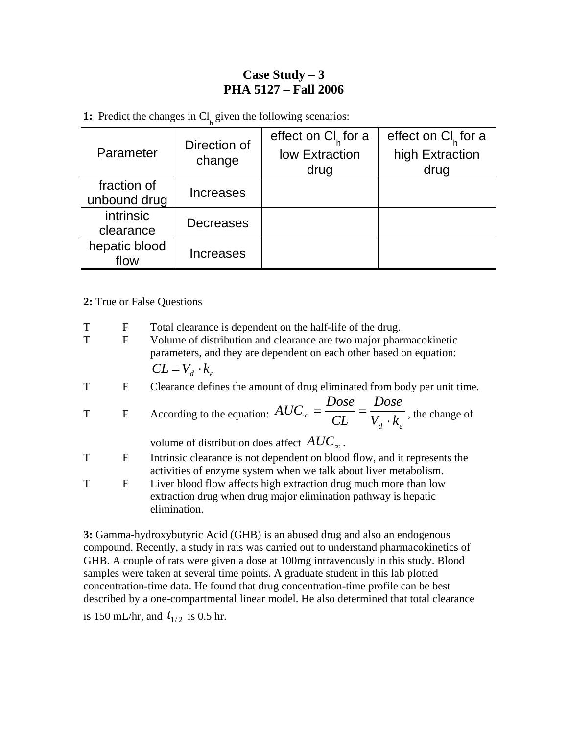# Case Study – 3
# PHA 5127 – Fall 2006

**1:** Predict the changes in $Cl_h$ given the following scenarios:

| Parameter | Direction of change | effect on $Cl_h$ for a low Extraction drug | effect on $Cl_h$ for a high Extraction drug |
|---|---|---|---|
| fraction of unbound drug | Increases | | |
| intrinsic clearance | Decreases | | |
| hepatic blood flow | Increases | | |

**2:** True or False Questions

T F Total clearance is dependent on the half-life of the drug.

T F Volume of distribution and clearance are two major pharmacokinetic parameters, and they are dependent on each other based on equation: $CL = V_d \cdot k_e$

T F Clearance defines the amount of drug eliminated from body per unit time.

T F According to the equation: $AUC_\infty = \frac{Dose}{CL} = \frac{Dose}{V_d \cdot k_e}$, the change of volume of distribution does affect $AUC_\infty$.

T F Intrinsic clearance is not dependent on blood flow, and it represents the activities of enzyme system when we talk about liver metabolism.

T F Liver blood flow affects high extraction drug much more than low extraction drug when drug major elimination pathway is hepatic elimination.

**3:** Gamma-hydroxybutyric Acid (GHB) is an abused drug and also an endogenous compound. Recently, a study in rats was carried out to understand pharmacokinetics of GHB. A couple of rats were given a dose at 100mg intravenously in this study. Blood samples were taken at several time points. A graduate student in this lab plotted concentration-time data. He found that drug concentration-time profile can be best described by a one-compartmental linear model. He also determined that total clearance is 150 mL/hr, and $t_{1/2}$ is 0.5 hr.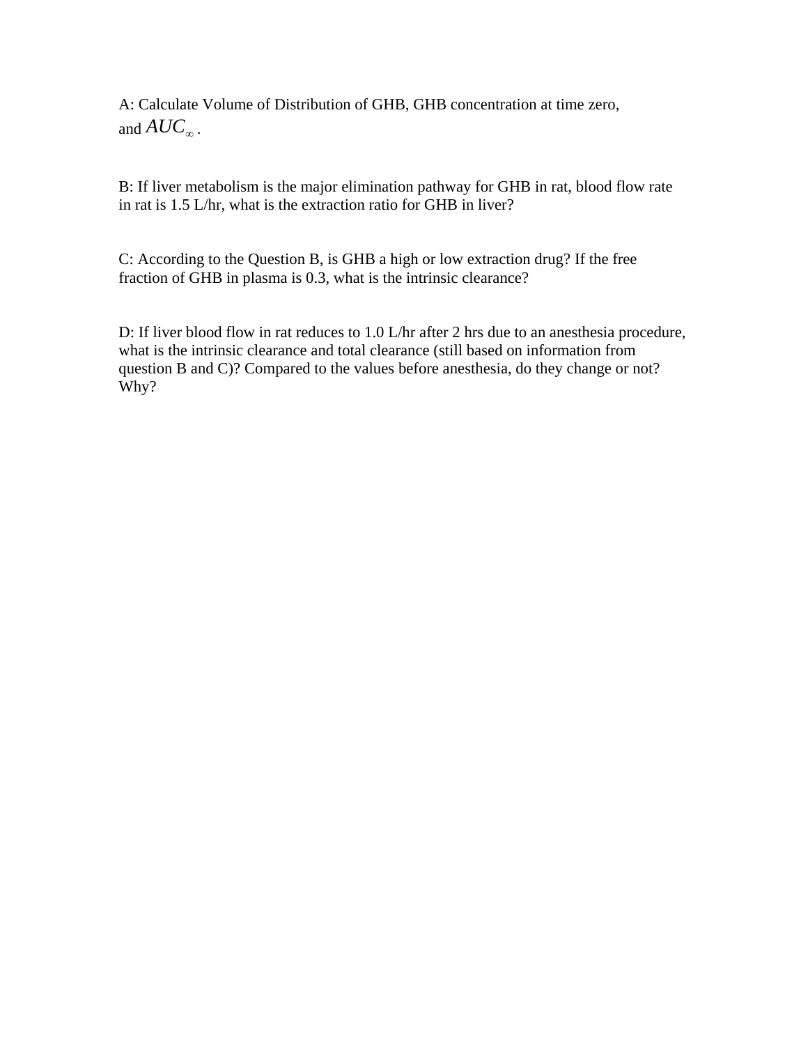A: Calculate Volume of Distribution of GHB, GHB concentration at time zero, and $AUC_{\infty}$.

B: If liver metabolism is the major elimination pathway for GHB in rat, blood flow rate in rat is 1.5 L/hr, what is the extraction ratio for GHB in liver?

C: According to the Question B, is GHB a high or low extraction drug? If the free fraction of GHB in plasma is 0.3, what is the intrinsic clearance?

D: If liver blood flow in rat reduces to 1.0 L/hr after 2 hrs due to an anesthesia procedure, what is the intrinsic clearance and total clearance (still based on information from question B and C)? Compared to the values before anesthesia, do they change or not? Why?